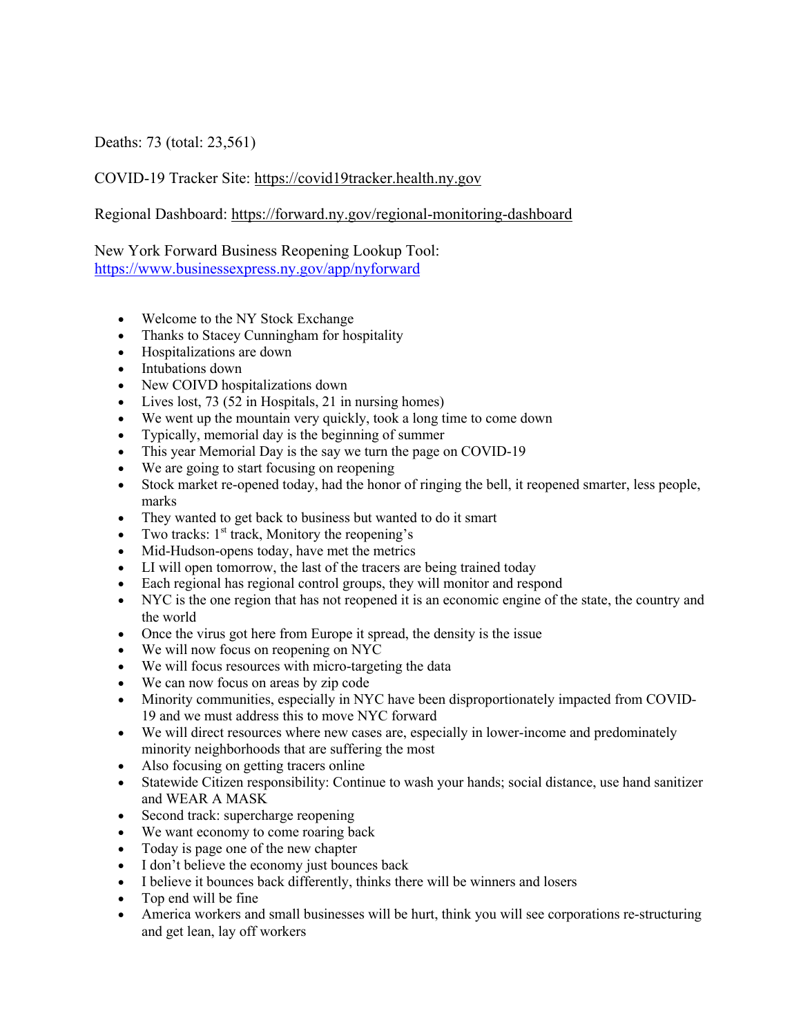Deaths: 73 (total: 23,561)

COVID-19 Tracker Site: https://covid19tracker.health.ny.gov

Regional Dashboard: https://forward.ny.gov/regional-monitoring-dashboard

New York Forward Business Reopening Lookup Tool: https://www.businessexpress.ny.gov/app/nyforward

- Welcome to the NY Stock Exchange
- Thanks to Stacey Cunningham for hospitality
- Hospitalizations are down
- Intubations down
- New COIVD hospitalizations down
- Lives lost, 73 (52 in Hospitals, 21 in nursing homes)
- We went up the mountain very quickly, took a long time to come down
- Typically, memorial day is the beginning of summer
- This year Memorial Day is the say we turn the page on COVID-19
- We are going to start focusing on reopening
- Stock market re-opened today, had the honor of ringing the bell, it reopened smarter, less people, marks
- They wanted to get back to business but wanted to do it smart
- Two tracks: 1st track, Monitory the reopening's
- Mid-Hudson-opens today, have met the metrics
- LI will open tomorrow, the last of the tracers are being trained today
- Each regional has regional control groups, they will monitor and respond
- NYC is the one region that has not reopened it is an economic engine of the state, the country and the world
- Once the virus got here from Europe it spread, the density is the issue
- We will now focus on reopening on NYC
- We will focus resources with micro-targeting the data
- We can now focus on areas by zip code
- Minority communities, especially in NYC have been disproportionately impacted from COVID-19 and we must address this to move NYC forward
- We will direct resources where new cases are, especially in lower-income and predominately minority neighborhoods that are suffering the most
- Also focusing on getting tracers online
- Statewide Citizen responsibility: Continue to wash your hands; social distance, use hand sanitizer and WEAR A MASK
- Second track: supercharge reopening
- We want economy to come roaring back
- Today is page one of the new chapter
- I don't believe the economy just bounces back
- I believe it bounces back differently, thinks there will be winners and losers
- Top end will be fine
- America workers and small businesses will be hurt, think you will see corporations re-structuring and get lean, lay off workers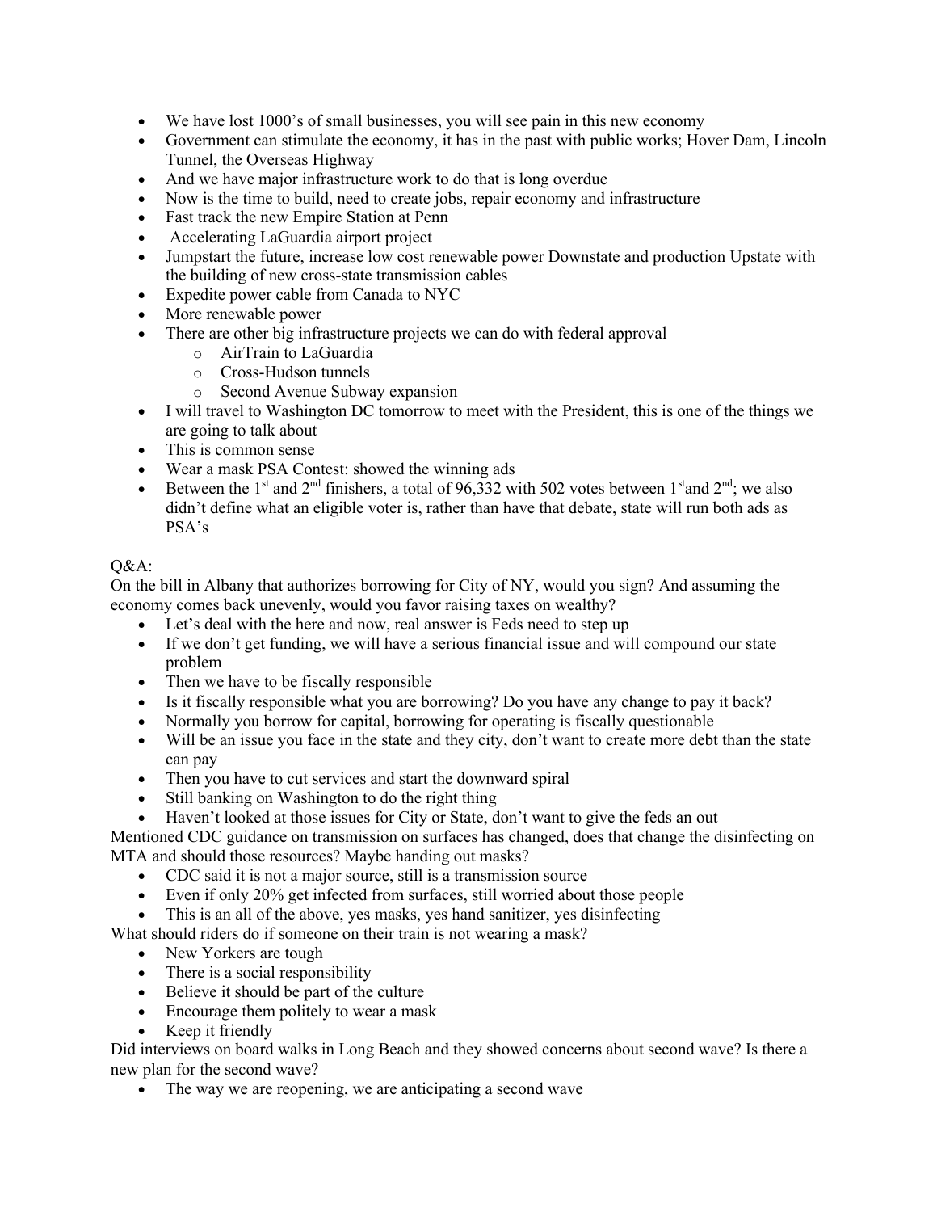- We have lost 1000's of small businesses, you will see pain in this new economy
- Government can stimulate the economy, it has in the past with public works; Hover Dam, Lincoln Tunnel, the Overseas Highway
- And we have major infrastructure work to do that is long overdue
- Now is the time to build, need to create jobs, repair economy and infrastructure
- Fast track the new Empire Station at Penn
- Accelerating LaGuardia airport project
- Jumpstart the future, increase low cost renewable power Downstate and production Upstate with the building of new cross-state transmission cables
- Expedite power cable from Canada to NYC
- More renewable power
- There are other big infrastructure projects we can do with federal approval
  - AirTrain to LaGuardia
  - Cross-Hudson tunnels
  - Second Avenue Subway expansion
- I will travel to Washington DC tomorrow to meet with the President, this is one of the things we are going to talk about
- This is common sense
- Wear a mask PSA Contest: showed the winning ads
- Between the 1st and 2nd finishers, a total of 96,332 with 502 votes between 1st and 2nd; we also didn't define what an eligible voter is, rather than have that debate, state will run both ads as PSA's

Q&A:

On the bill in Albany that authorizes borrowing for City of NY, would you sign? And assuming the economy comes back unevenly, would you favor raising taxes on wealthy?

- Let's deal with the here and now, real answer is Feds need to step up
- If we don't get funding, we will have a serious financial issue and will compound our state problem
- Then we have to be fiscally responsible
- Is it fiscally responsible what you are borrowing? Do you have any change to pay it back?
- Normally you borrow for capital, borrowing for operating is fiscally questionable
- Will be an issue you face in the state and they city, don't want to create more debt than the state can pay
- Then you have to cut services and start the downward spiral
- Still banking on Washington to do the right thing
- Haven't looked at those issues for City or State, don't want to give the feds an out

Mentioned CDC guidance on transmission on surfaces has changed, does that change the disinfecting on MTA and should those resources? Maybe handing out masks?

- CDC said it is not a major source, still is a transmission source
- Even if only 20% get infected from surfaces, still worried about those people
- This is an all of the above, yes masks, yes hand sanitizer, yes disinfecting

What should riders do if someone on their train is not wearing a mask?

- New Yorkers are tough
- There is a social responsibility
- Believe it should be part of the culture
- Encourage them politely to wear a mask
- Keep it friendly

Did interviews on board walks in Long Beach and they showed concerns about second wave? Is there a new plan for the second wave?

- The way we are reopening, we are anticipating a second wave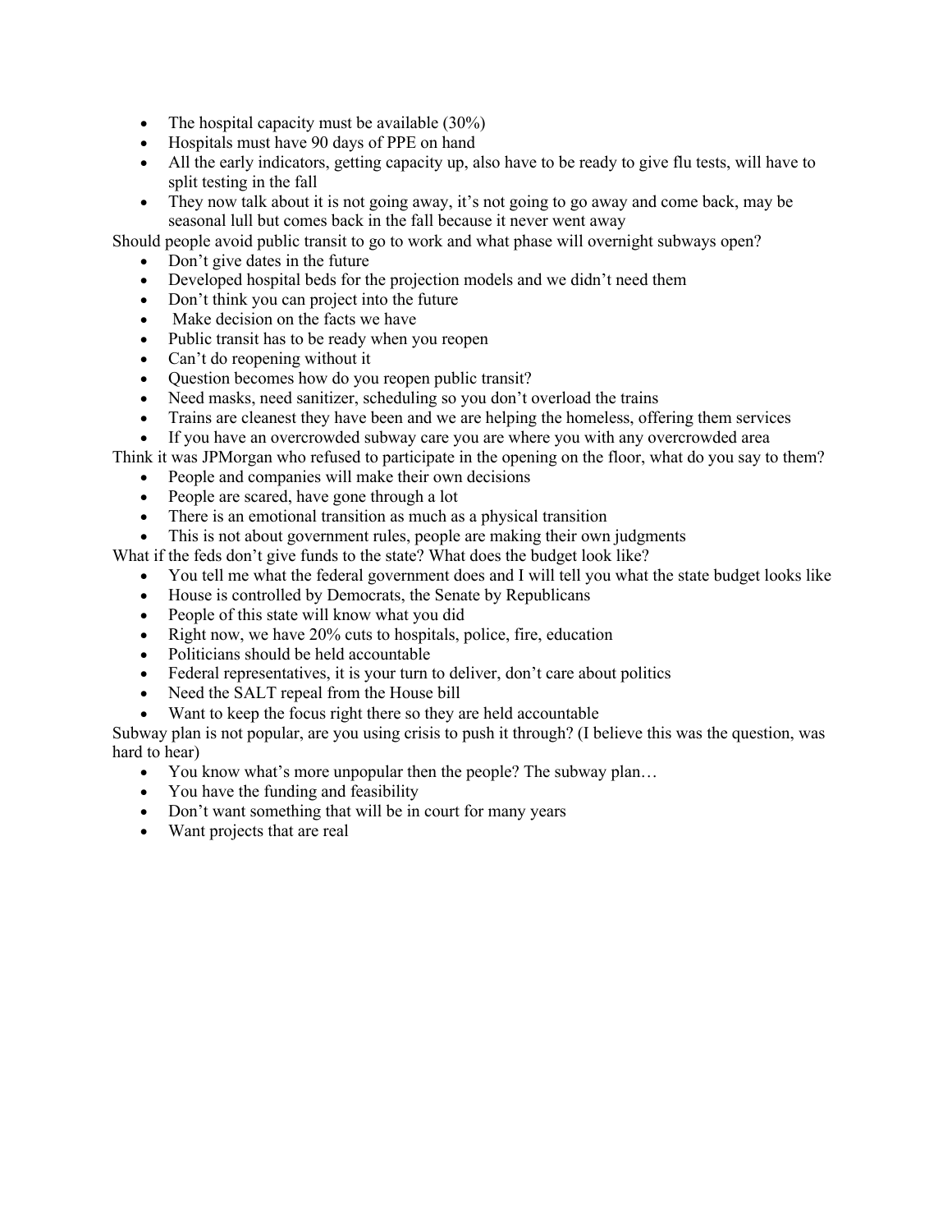- The hospital capacity must be available (30%)
- Hospitals must have 90 days of PPE on hand
- All the early indicators, getting capacity up, also have to be ready to give flu tests, will have to split testing in the fall
- They now talk about it is not going away, it's not going to go away and come back, may be seasonal lull but comes back in the fall because it never went away

Should people avoid public transit to go to work and what phase will overnight subways open?

- Don't give dates in the future
- Developed hospital beds for the projection models and we didn't need them
- Don't think you can project into the future
- Make decision on the facts we have
- Public transit has to be ready when you reopen
- Can't do reopening without it
- Question becomes how do you reopen public transit?
- Need masks, need sanitizer, scheduling so you don't overload the trains
- Trains are cleanest they have been and we are helping the homeless, offering them services
- If you have an overcrowded subway care you are where you with any overcrowded area

Think it was JPMorgan who refused to participate in the opening on the floor, what do you say to them?

- People and companies will make their own decisions
- People are scared, have gone through a lot
- There is an emotional transition as much as a physical transition
- This is not about government rules, people are making their own judgments

What if the feds don't give funds to the state? What does the budget look like?

- You tell me what the federal government does and I will tell you what the state budget looks like
- House is controlled by Democrats, the Senate by Republicans
- People of this state will know what you did
- Right now, we have 20% cuts to hospitals, police, fire, education
- Politicians should be held accountable
- Federal representatives, it is your turn to deliver, don't care about politics
- Need the SALT repeal from the House bill
- Want to keep the focus right there so they are held accountable

Subway plan is not popular, are you using crisis to push it through? (I believe this was the question, was hard to hear)

- You know what's more unpopular then the people? The subway plan…
- You have the funding and feasibility
- Don't want something that will be in court for many years
- Want projects that are real